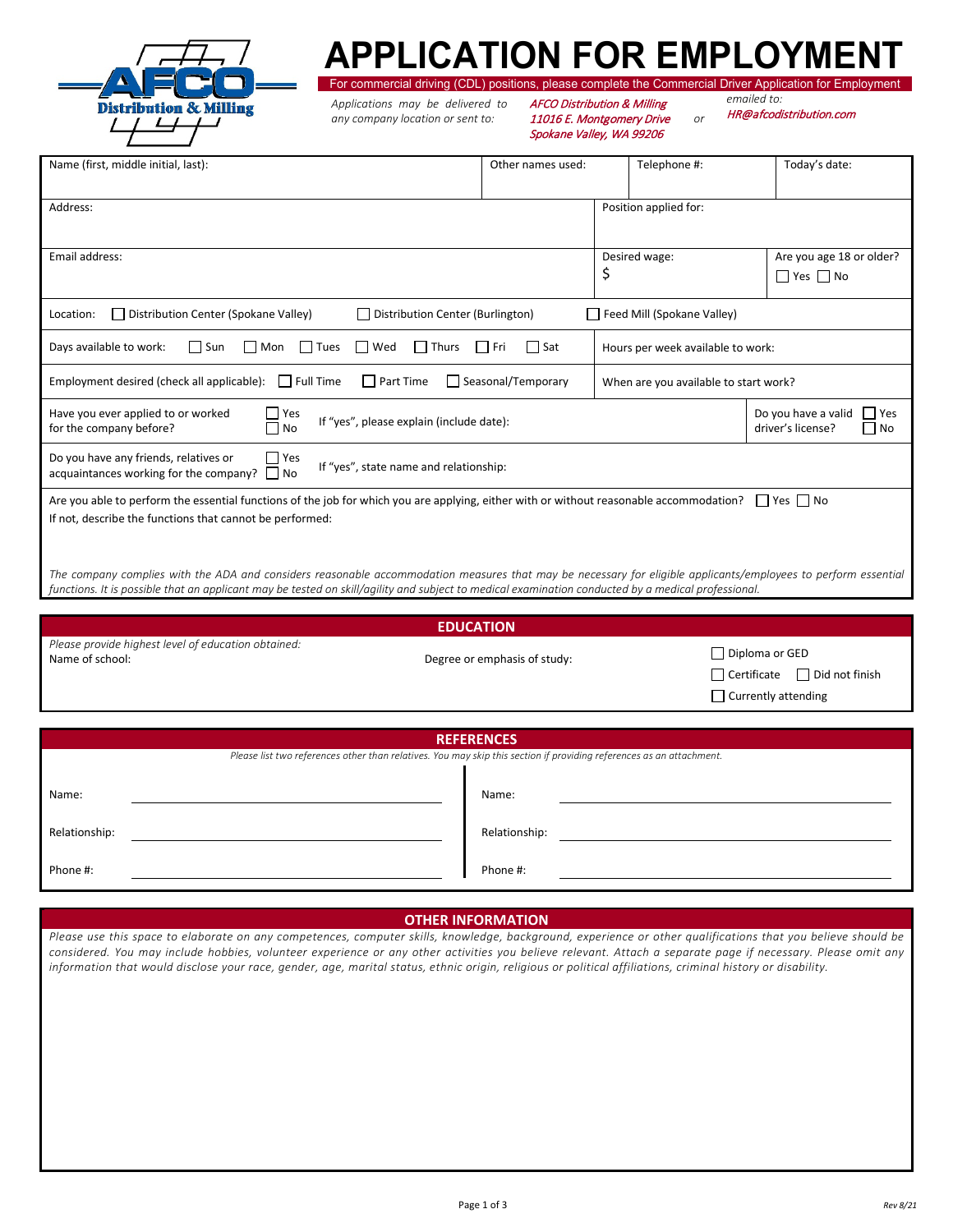# APPLICATION FOR EMPLOYMENT

For commercial driving (CDL) positions, please complete the Commercial Driver Application for Employment

Applications may be delivered to any company location or sent to: *AFCO Distribution & Milling, 11016 E. Montgomery Drive, Spokane Valley, WA 99206* or emailed to: *HR@afcodistribution.com*

| Name (first, middle initial, last): | Other names used: | Telephone #: | Today's date: |
|---|---|---|---|

| Address: | Position applied for: |
|---|---|

| Email address: | Desired wage: $ | Are you age 18 or older? ☐ Yes ☐ No |
|---|---|---|

Location: ☐ Distribution Center (Spokane Valley) ☐ Distribution Center (Burlington) ☐ Feed Mill (Spokane Valley)

| Days available to work: ☐ Sun ☐ Mon ☐ Tues ☐ Wed ☐ Thurs ☐ Fri ☐ Sat | Hours per week available to work: |
|---|---|
| Employment desired (check all applicable): ☐ Full Time ☐ Part Time ☐ Seasonal/Temporary | When are you available to start work? |

| Have you ever applied to or worked for the company before? ☐ Yes ☐ No | If "yes", please explain (include date): | Do you have a valid driver's license? ☐ Yes ☐ No |
|---|---|---|

| Do you have any friends, relatives or acquaintances working for the company? ☐ Yes ☐ No | If "yes", state name and relationship: |
|---|---|

Are you able to perform the essential functions of the job for which you are applying, either with or without reasonable accommodation? ☐ Yes ☐ No

If not, describe the functions that cannot be performed:

*The company complies with the ADA and considers reasonable accommodation measures that may be necessary for eligible applicants/employees to perform essential functions. It is possible that an applicant may be tested on skill/agility and subject to medical examination conducted by a medical professional.*

## EDUCATION

| *Please provide highest level of education obtained:* Name of school: | Degree or emphasis of study: | ☐ Diploma or GED ☐ Certificate ☐ Did not finish ☐ Currently attending |
|---|---|---|

## REFERENCES

*Please list two references other than relatives. You may skip this section if providing references as an attachment.*

| | |
|---|---|
| Name: | Name: |
| Relationship: | Relationship: |
| Phone #: | Phone #: |

## OTHER INFORMATION

*Please use this space to elaborate on any competences, computer skills, knowledge, background, experience or other qualifications that you believe should be considered. You may include hobbies, volunteer experience or any other activities you believe relevant. Attach a separate page if necessary. Please omit any information that would disclose your race, gender, age, marital status, ethnic origin, religious or political affiliations, criminal history or disability.*

*Rev 8/21*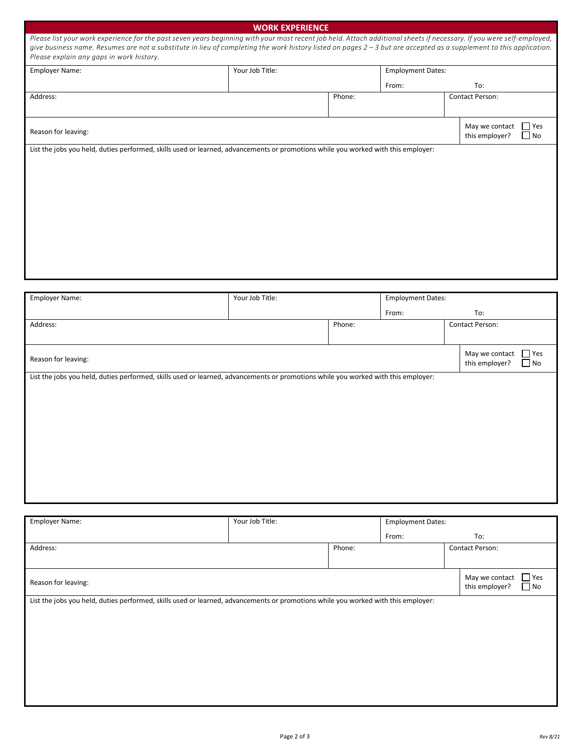## WORK EXPERIENCE

*Please list your work experience for the past seven years beginning with your most recent job held. Attach additional sheets if necessary. If you were self-employed, give business name. Resumes are not a substitute in lieu of completing the work history listed on pages 2 – 3 but are accepted as a supplement to this application. Please explain any gaps in work history.*

| Employer Name: | Your Job Title: | Employment Dates: From: | To: |
|---|---|---|---|
| Address: | Phone: | Contact Person: | |
| Reason for leaving: | | May we contact this employer? | ☐ Yes ☐ No |

List the jobs you held, duties performed, skills used or learned, advancements or promotions while you worked with this employer:

| Employer Name: | Your Job Title: | Employment Dates: From: | To: |
|---|---|---|---|
| Address: | Phone: | Contact Person: | |
| Reason for leaving: | | May we contact this employer? | ☐ Yes ☐ No |

List the jobs you held, duties performed, skills used or learned, advancements or promotions while you worked with this employer:

| Employer Name: | Your Job Title: | Employment Dates: From: | To: |
|---|---|---|---|
| Address: | Phone: | Contact Person: | |
| Reason for leaving: | | May we contact this employer? | ☐ Yes ☐ No |

List the jobs you held, duties performed, skills used or learned, advancements or promotions while you worked with this employer:

Rev 8/21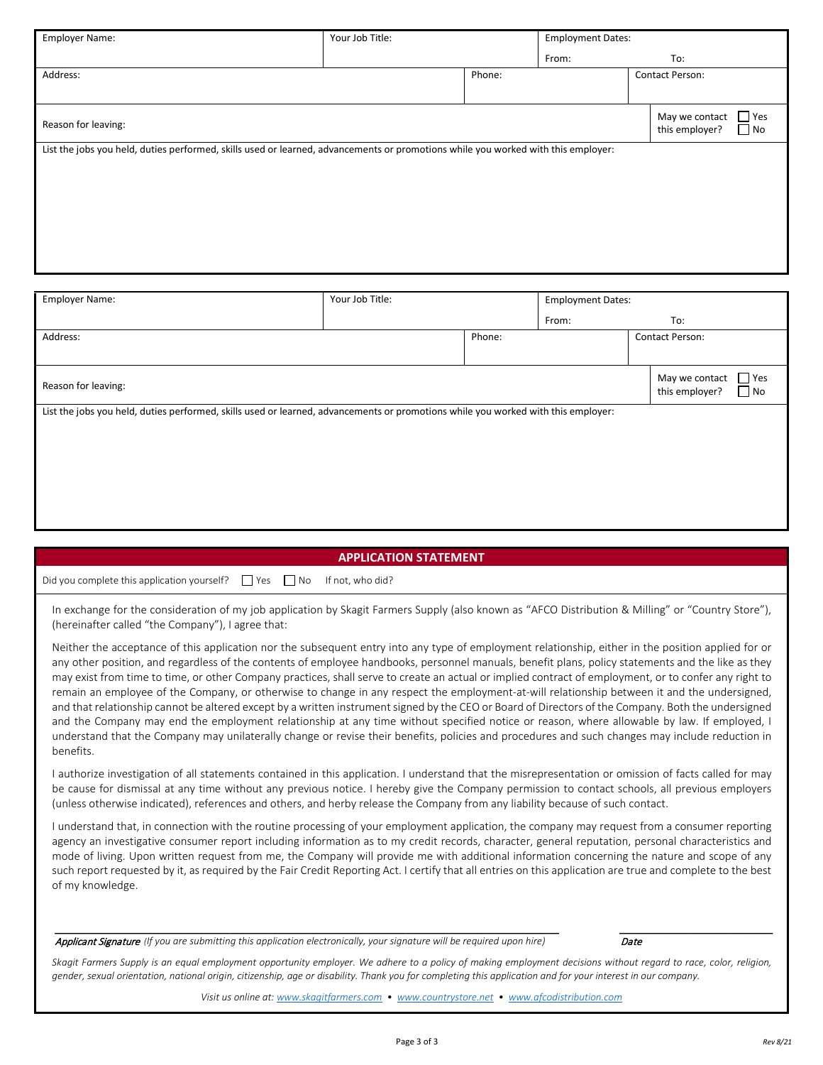| Employer Name: | Your Job Title: | Employment Dates: | |
|---|---|---|---|
| | | From: | To: |
| Address: | Phone: | Contact Person: | |
| Reason for leaving: | | | May we contact this employer? ☐ Yes ☐ No |

List the jobs you held, duties performed, skills used or learned, advancements or promotions while you worked with this employer:

| Employer Name: | Your Job Title: | Employment Dates: | |
|---|---|---|---|
| | | From: | To: |
| Address: | Phone: | Contact Person: | |
| Reason for leaving: | | | May we contact this employer? ☐ Yes ☐ No |

List the jobs you held, duties performed, skills used or learned, advancements or promotions while you worked with this employer:

## APPLICATION STATEMENT

Did you complete this application yourself? ☐ Yes ☐ No If not, who did?

In exchange for the consideration of my job application by Skagit Farmers Supply (also known as "AFCO Distribution & Milling" or "Country Store"), (hereinafter called "the Company"), I agree that:

Neither the acceptance of this application nor the subsequent entry into any type of employment relationship, either in the position applied for or any other position, and regardless of the contents of employee handbooks, personnel manuals, benefit plans, policy statements and the like as they may exist from time to time, or other Company practices, shall serve to create an actual or implied contract of employment, or to confer any right to remain an employee of the Company, or otherwise to change in any respect the employment-at-will relationship between it and the undersigned, and that relationship cannot be altered except by a written instrument signed by the CEO or Board of Directors of the Company. Both the undersigned and the Company may end the employment relationship at any time without specified notice or reason, where allowable by law. If employed, I understand that the Company may unilaterally change or revise their benefits, policies and procedures and such changes may include reduction in benefits.

I authorize investigation of all statements contained in this application. I understand that the misrepresentation or omission of facts called for may be cause for dismissal at any time without any previous notice. I hereby give the Company permission to contact schools, all previous employers (unless otherwise indicated), references and others, and herby release the Company from any liability because of such contact.

I understand that, in connection with the routine processing of your employment application, the company may request from a consumer reporting agency an investigative consumer report including information as to my credit records, character, general reputation, personal characteristics and mode of living. Upon written request from me, the Company will provide me with additional information concerning the nature and scope of any such report requested by it, as required by the Fair Credit Reporting Act. I certify that all entries on this application are true and complete to the best of my knowledge.

_______________________________________________ _______________

***Applicant Signature*** *(If you are submitting this application electronically, your signature will be required upon hire)* ***Date***

*Skagit Farmers Supply is an equal employment opportunity employer. We adhere to a policy of making employment decisions without regard to race, color, religion, gender, sexual orientation, national origin, citizenship, age or disability. Thank you for completing this application and for your interest in our company.*

*Visit us online at: www.skagitfarmers.com • www.countrystore.net • www.afcodistribution.com*

*Rev 8/21*